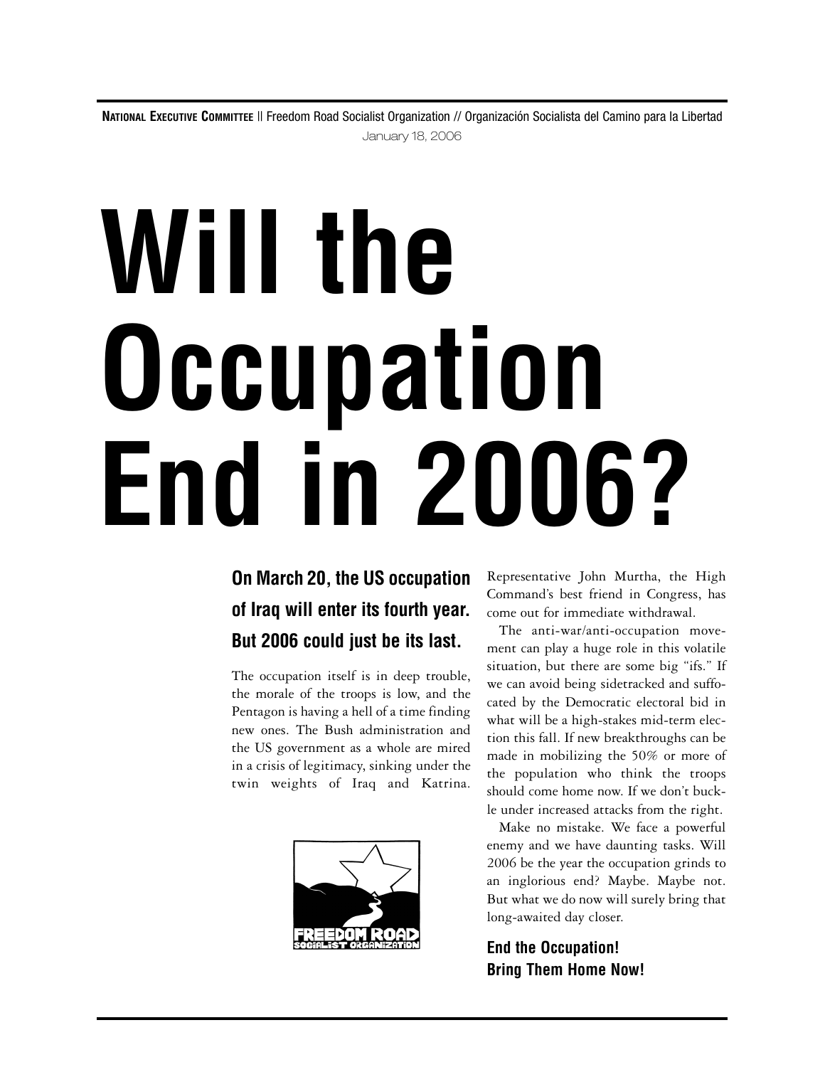**National Executive Committee** || Freedom Road Socialist Organization // Organización Socialista del Camino para la Libertad

January 18, 2006

# Will the Occupation End in 2006?

**On March 20, the US occupation of Iraq will enter its fourth year. But 2006 could just be its last.**

The occupation itself is in deep trouble, the morale of the troops is low, and the Pentagon is having a hell of a time finding new ones. The Bush administration and the US government as a whole are mired in a crisis of legitimacy, sinking under the twin weights of Iraq and Katrina. Representative John Murtha, the High Command's best friend in Congress, has come out for immediate withdrawal.

The anti-war/anti-occupation movement can play a huge role in this volatile situation, but there are some big "ifs." If we can avoid being sidetracked and suffocated by the Democratic electoral bid in what will be a high-stakes mid-term election this fall. If new breakthroughs can be made in mobilizing the 50% or more of the population who think the troops should come home now. If we don't buckle under increased attacks from the right.

Make no mistake. We face a powerful enemy and we have daunting tasks. Will 2006 be the year the occupation grinds to an inglorious end? Maybe. Maybe not. But what we do now will surely bring that long-awaited day closer.

**End the Occupation!**
**Bring Them Home Now!**

FREEDOM ROAD SOCIALIST ORGANIZATION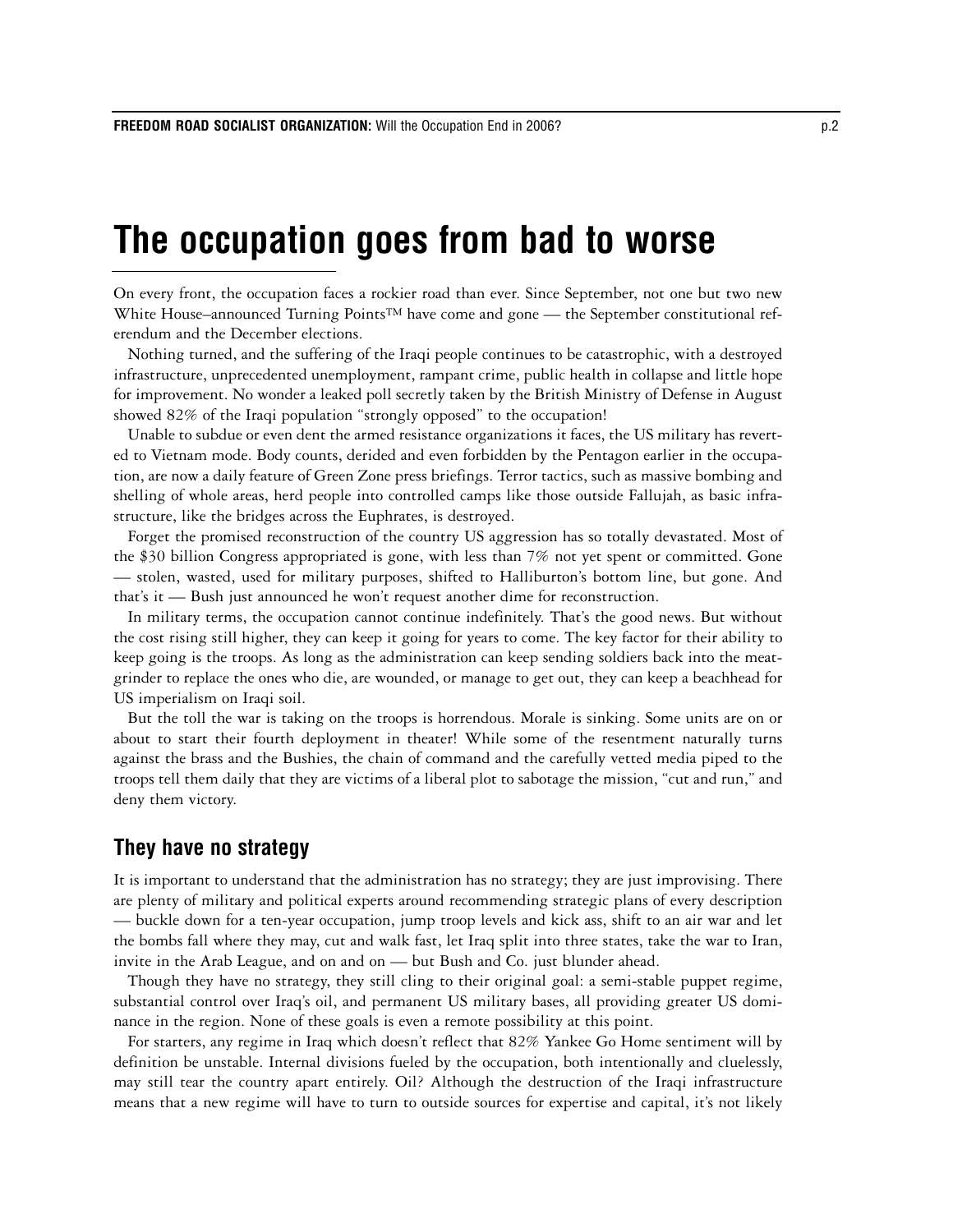# The occupation goes from bad to worse

On every front, the occupation faces a rockier road than ever. Since September, not one but two new White House–announced Turning Points™ have come and gone — the September constitutional referendum and the December elections.

Nothing turned, and the suffering of the Iraqi people continues to be catastrophic, with a destroyed infrastructure, unprecedented unemployment, rampant crime, public health in collapse and little hope for improvement. No wonder a leaked poll secretly taken by the British Ministry of Defense in August showed 82% of the Iraqi population "strongly opposed" to the occupation!

Unable to subdue or even dent the armed resistance organizations it faces, the US military has reverted to Vietnam mode. Body counts, derided and even forbidden by the Pentagon earlier in the occupation, are now a daily feature of Green Zone press briefings. Terror tactics, such as massive bombing and shelling of whole areas, herd people into controlled camps like those outside Fallujah, as basic infrastructure, like the bridges across the Euphrates, is destroyed.

Forget the promised reconstruction of the country US aggression has so totally devastated. Most of the $30 billion Congress appropriated is gone, with less than 7% not yet spent or committed. Gone — stolen, wasted, used for military purposes, shifted to Halliburton's bottom line, but gone. And that's it — Bush just announced he won't request another dime for reconstruction.

In military terms, the occupation cannot continue indefinitely. That's the good news. But without the cost rising still higher, they can keep it going for years to come. The key factor for their ability to keep going is the troops. As long as the administration can keep sending soldiers back into the meatgrinder to replace the ones who die, are wounded, or manage to get out, they can keep a beachhead for US imperialism on Iraqi soil.

But the toll the war is taking on the troops is horrendous. Morale is sinking. Some units are on or about to start their fourth deployment in theater! While some of the resentment naturally turns against the brass and the Bushies, the chain of command and the carefully vetted media piped to the troops tell them daily that they are victims of a liberal plot to sabotage the mission, "cut and run," and deny them victory.

## They have no strategy

It is important to understand that the administration has no strategy; they are just improvising. There are plenty of military and political experts around recommending strategic plans of every description — buckle down for a ten-year occupation, jump troop levels and kick ass, shift to an air war and let the bombs fall where they may, cut and walk fast, let Iraq split into three states, take the war to Iran, invite in the Arab League, and on and on — but Bush and Co. just blunder ahead.

Though they have no strategy, they still cling to their original goal: a semi-stable puppet regime, substantial control over Iraq's oil, and permanent US military bases, all providing greater US dominance in the region. None of these goals is even a remote possibility at this point.

For starters, any regime in Iraq which doesn't reflect that 82% Yankee Go Home sentiment will by definition be unstable. Internal divisions fueled by the occupation, both intentionally and cluelessly, may still tear the country apart entirely. Oil? Although the destruction of the Iraqi infrastructure means that a new regime will have to turn to outside sources for expertise and capital, it's not likely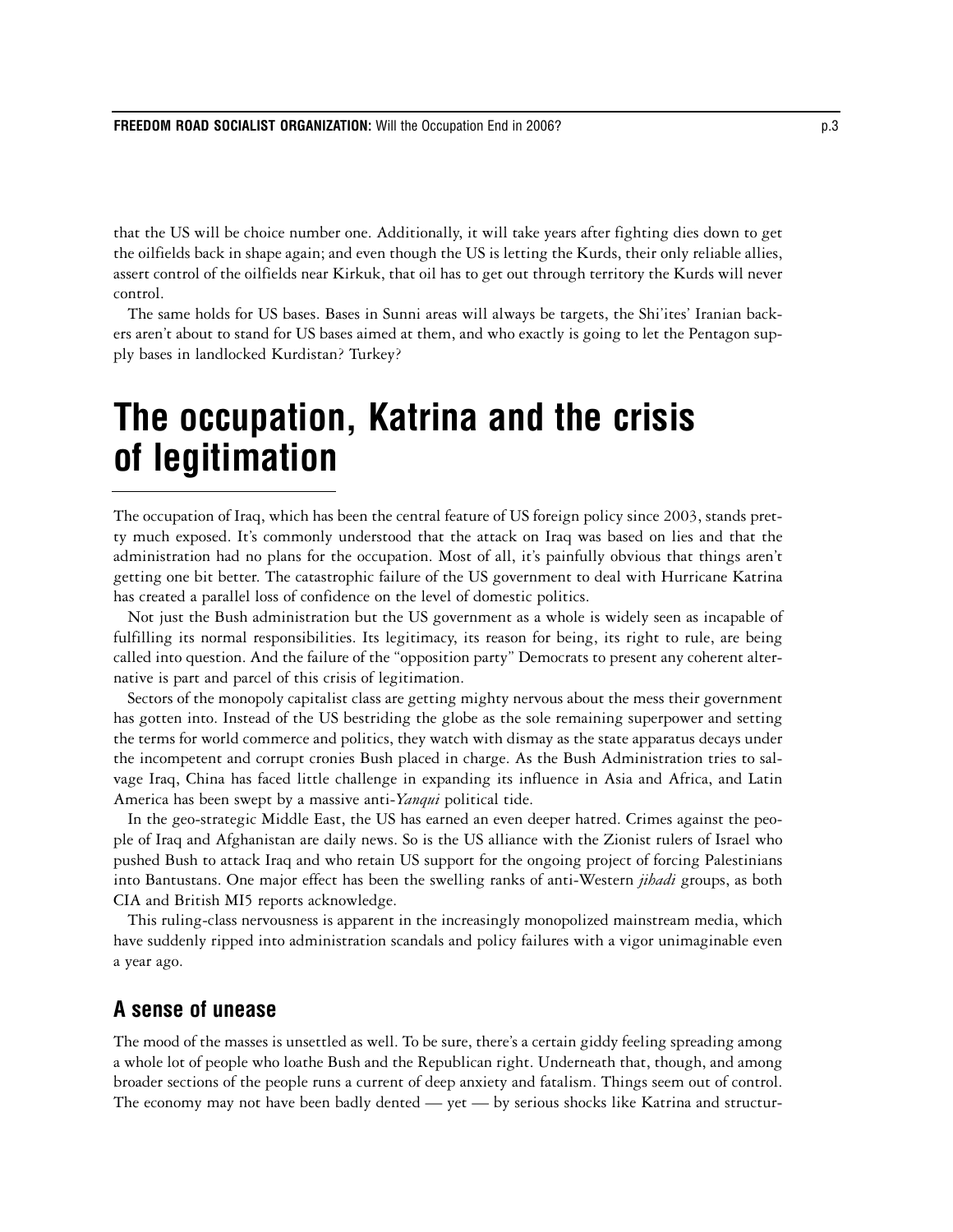that the US will be choice number one. Additionally, it will take years after fighting dies down to get the oilfields back in shape again; and even though the US is letting the Kurds, their only reliable allies, assert control of the oilfields near Kirkuk, that oil has to get out through territory the Kurds will never control.

The same holds for US bases. Bases in Sunni areas will always be targets, the Shi'ites' Iranian backers aren't about to stand for US bases aimed at them, and who exactly is going to let the Pentagon supply bases in landlocked Kurdistan? Turkey?

# The occupation, Katrina and the crisis of legitimation

The occupation of Iraq, which has been the central feature of US foreign policy since 2003, stands pretty much exposed. It's commonly understood that the attack on Iraq was based on lies and that the administration had no plans for the occupation. Most of all, it's painfully obvious that things aren't getting one bit better. The catastrophic failure of the US government to deal with Hurricane Katrina has created a parallel loss of confidence on the level of domestic politics.

Not just the Bush administration but the US government as a whole is widely seen as incapable of fulfilling its normal responsibilities. Its legitimacy, its reason for being, its right to rule, are being called into question. And the failure of the "opposition party" Democrats to present any coherent alternative is part and parcel of this crisis of legitimation.

Sectors of the monopoly capitalist class are getting mighty nervous about the mess their government has gotten into. Instead of the US bestriding the globe as the sole remaining superpower and setting the terms for world commerce and politics, they watch with dismay as the state apparatus decays under the incompetent and corrupt cronies Bush placed in charge. As the Bush Administration tries to salvage Iraq, China has faced little challenge in expanding its influence in Asia and Africa, and Latin America has been swept by a massive anti-*Yanqui* political tide.

In the geo-strategic Middle East, the US has earned an even deeper hatred. Crimes against the people of Iraq and Afghanistan are daily news. So is the US alliance with the Zionist rulers of Israel who pushed Bush to attack Iraq and who retain US support for the ongoing project of forcing Palestinians into Bantustans. One major effect has been the swelling ranks of anti-Western *jihadi* groups, as both CIA and British MI5 reports acknowledge.

This ruling-class nervousness is apparent in the increasingly monopolized mainstream media, which have suddenly ripped into administration scandals and policy failures with a vigor unimaginable even a year ago.

## A sense of unease

The mood of the masses is unsettled as well. To be sure, there's a certain giddy feeling spreading among a whole lot of people who loathe Bush and the Republican right. Underneath that, though, and among broader sections of the people runs a current of deep anxiety and fatalism. Things seem out of control. The economy may not have been badly dented — yet — by serious shocks like Katrina and structur-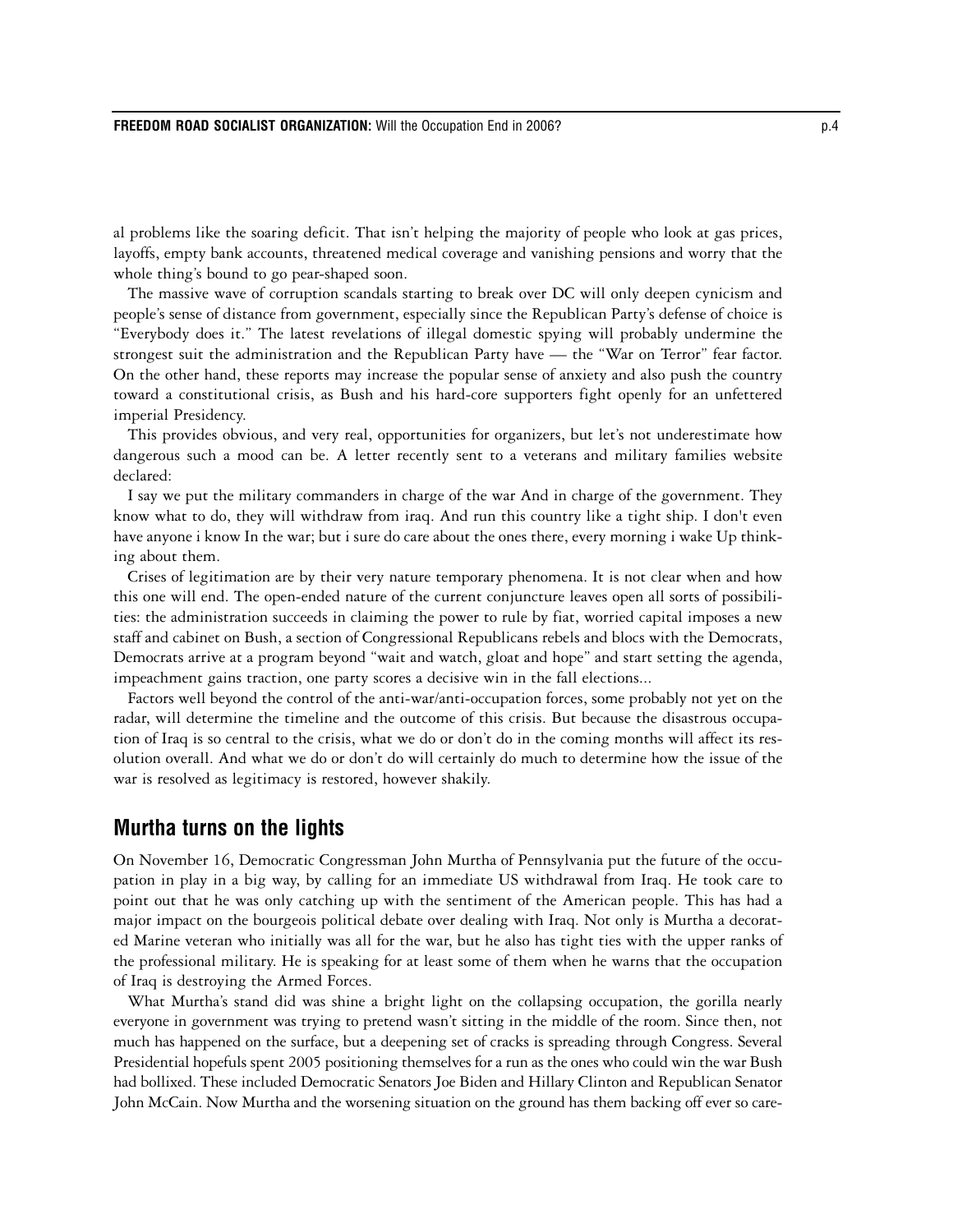al problems like the soaring deficit. That isn't helping the majority of people who look at gas prices, layoffs, empty bank accounts, threatened medical coverage and vanishing pensions and worry that the whole thing's bound to go pear-shaped soon.

The massive wave of corruption scandals starting to break over DC will only deepen cynicism and people's sense of distance from government, especially since the Republican Party's defense of choice is "Everybody does it." The latest revelations of illegal domestic spying will probably undermine the strongest suit the administration and the Republican Party have — the "War on Terror" fear factor. On the other hand, these reports may increase the popular sense of anxiety and also push the country toward a constitutional crisis, as Bush and his hard-core supporters fight openly for an unfettered imperial Presidency.

This provides obvious, and very real, opportunities for organizers, but let's not underestimate how dangerous such a mood can be. A letter recently sent to a veterans and military families website declared:

I say we put the military commanders in charge of the war And in charge of the government. They know what to do, they will withdraw from iraq. And run this country like a tight ship. I don't even have anyone i know In the war; but i sure do care about the ones there, every morning i wake Up thinking about them.

Crises of legitimation are by their very nature temporary phenomena. It is not clear when and how this one will end. The open-ended nature of the current conjuncture leaves open all sorts of possibilities: the administration succeeds in claiming the power to rule by fiat, worried capital imposes a new staff and cabinet on Bush, a section of Congressional Republicans rebels and blocs with the Democrats, Democrats arrive at a program beyond "wait and watch, gloat and hope" and start setting the agenda, impeachment gains traction, one party scores a decisive win in the fall elections...

Factors well beyond the control of the anti-war/anti-occupation forces, some probably not yet on the radar, will determine the timeline and the outcome of this crisis. But because the disastrous occupation of Iraq is so central to the crisis, what we do or don't do in the coming months will affect its resolution overall. And what we do or don't do will certainly do much to determine how the issue of the war is resolved as legitimacy is restored, however shakily.

## Murtha turns on the lights

On November 16, Democratic Congressman John Murtha of Pennsylvania put the future of the occupation in play in a big way, by calling for an immediate US withdrawal from Iraq. He took care to point out that he was only catching up with the sentiment of the American people. This has had a major impact on the bourgeois political debate over dealing with Iraq. Not only is Murtha a decorated Marine veteran who initially was all for the war, but he also has tight ties with the upper ranks of the professional military. He is speaking for at least some of them when he warns that the occupation of Iraq is destroying the Armed Forces.

What Murtha's stand did was shine a bright light on the collapsing occupation, the gorilla nearly everyone in government was trying to pretend wasn't sitting in the middle of the room. Since then, not much has happened on the surface, but a deepening set of cracks is spreading through Congress. Several Presidential hopefuls spent 2005 positioning themselves for a run as the ones who could win the war Bush had bollixed. These included Democratic Senators Joe Biden and Hillary Clinton and Republican Senator John McCain. Now Murtha and the worsening situation on the ground has them backing off ever so care-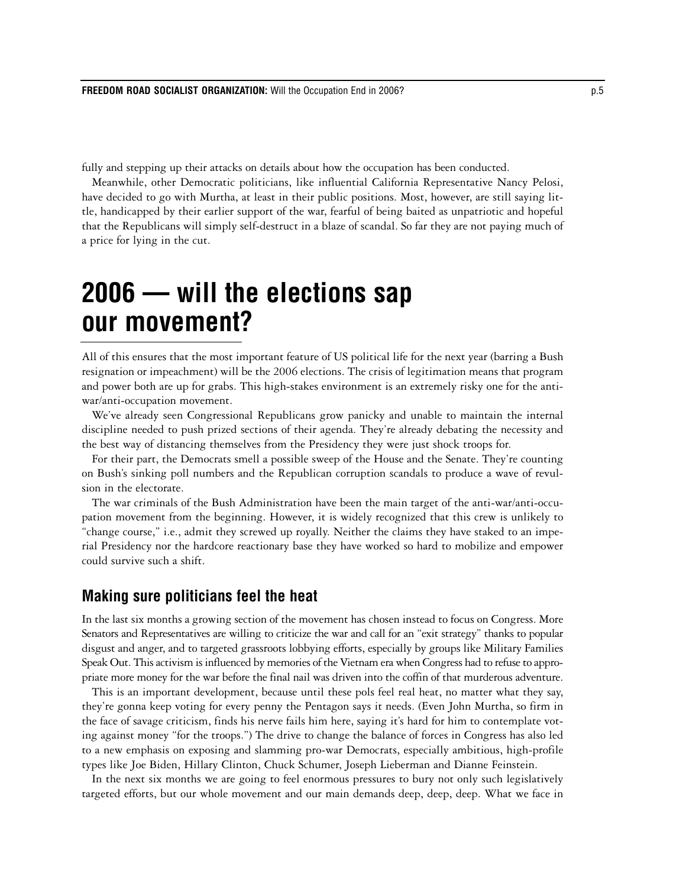fully and stepping up their attacks on details about how the occupation has been conducted.

Meanwhile, other Democratic politicians, like influential California Representative Nancy Pelosi, have decided to go with Murtha, at least in their public positions. Most, however, are still saying little, handicapped by their earlier support of the war, fearful of being baited as unpatriotic and hopeful that the Republicans will simply self-destruct in a blaze of scandal. So far they are not paying much of a price for lying in the cut.

# 2006 — will the elections sap our movement?

All of this ensures that the most important feature of US political life for the next year (barring a Bush resignation or impeachment) will be the 2006 elections. The crisis of legitimation means that program and power both are up for grabs. This high-stakes environment is an extremely risky one for the anti-war/anti-occupation movement.

We've already seen Congressional Republicans grow panicky and unable to maintain the internal discipline needed to push prized sections of their agenda. They're already debating the necessity and the best way of distancing themselves from the Presidency they were just shock troops for.

For their part, the Democrats smell a possible sweep of the House and the Senate. They're counting on Bush's sinking poll numbers and the Republican corruption scandals to produce a wave of revulsion in the electorate.

The war criminals of the Bush Administration have been the main target of the anti-war/anti-occupation movement from the beginning. However, it is widely recognized that this crew is unlikely to "change course," i.e., admit they screwed up royally. Neither the claims they have staked to an imperial Presidency nor the hardcore reactionary base they have worked so hard to mobilize and empower could survive such a shift.

## Making sure politicians feel the heat

In the last six months a growing section of the movement has chosen instead to focus on Congress. More Senators and Representatives are willing to criticize the war and call for an "exit strategy" thanks to popular disgust and anger, and to targeted grassroots lobbying efforts, especially by groups like Military Families Speak Out. This activism is influenced by memories of the Vietnam era when Congress had to refuse to appropriate more money for the war before the final nail was driven into the coffin of that murderous adventure.

This is an important development, because until these pols feel real heat, no matter what they say, they're gonna keep voting for every penny the Pentagon says it needs. (Even John Murtha, so firm in the face of savage criticism, finds his nerve fails him here, saying it's hard for him to contemplate voting against money "for the troops.") The drive to change the balance of forces in Congress has also led to a new emphasis on exposing and slamming pro-war Democrats, especially ambitious, high-profile types like Joe Biden, Hillary Clinton, Chuck Schumer, Joseph Lieberman and Dianne Feinstein.

In the next six months we are going to feel enormous pressures to bury not only such legislatively targeted efforts, but our whole movement and our main demands deep, deep, deep. What we face in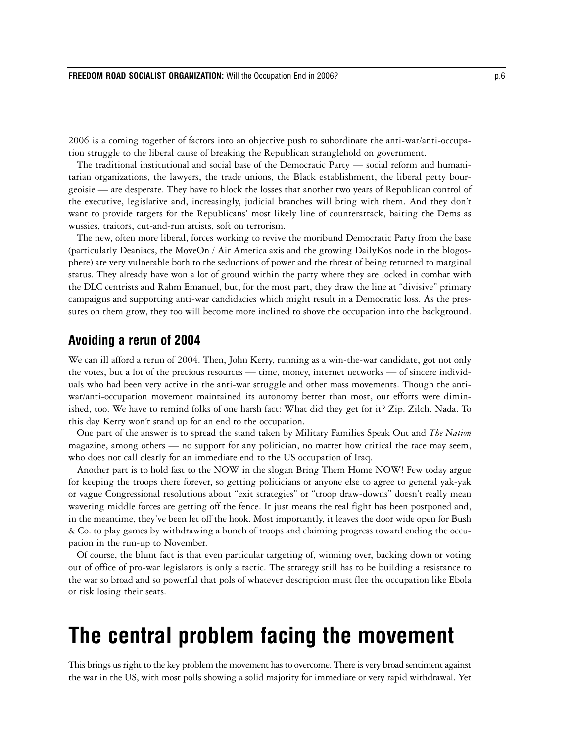2006 is a coming together of factors into an objective push to subordinate the anti-war/anti-occupation struggle to the liberal cause of breaking the Republican stranglehold on government.

The traditional institutional and social base of the Democratic Party — social reform and humanitarian organizations, the lawyers, the trade unions, the Black establishment, the liberal petty bourgeoisie — are desperate. They have to block the losses that another two years of Republican control of the executive, legislative and, increasingly, judicial branches will bring with them. And they don't want to provide targets for the Republicans' most likely line of counterattack, baiting the Dems as wussies, traitors, cut-and-run artists, soft on terrorism.

The new, often more liberal, forces working to revive the moribund Democratic Party from the base (particularly Deaniacs, the MoveOn / Air America axis and the growing DailyKos node in the blogosphere) are very vulnerable both to the seductions of power and the threat of being returned to marginal status. They already have won a lot of ground within the party where they are locked in combat with the DLC centrists and Rahm Emanuel, but, for the most part, they draw the line at "divisive" primary campaigns and supporting anti-war candidacies which might result in a Democratic loss. As the pressures on them grow, they too will become more inclined to shove the occupation into the background.

## Avoiding a rerun of 2004

We can ill afford a rerun of 2004. Then, John Kerry, running as a win-the-war candidate, got not only the votes, but a lot of the precious resources — time, money, internet networks — of sincere individuals who had been very active in the anti-war struggle and other mass movements. Though the anti-war/anti-occupation movement maintained its autonomy better than most, our efforts were diminished, too. We have to remind folks of one harsh fact: What did they get for it? Zip. Zilch. Nada. To this day Kerry won't stand up for an end to the occupation.

One part of the answer is to spread the stand taken by Military Families Speak Out and *The Nation* magazine, among others — no support for any politician, no matter how critical the race may seem, who does not call clearly for an immediate end to the US occupation of Iraq.

Another part is to hold fast to the NOW in the slogan Bring Them Home NOW! Few today argue for keeping the troops there forever, so getting politicians or anyone else to agree to general yak-yak or vague Congressional resolutions about "exit strategies" or "troop draw-downs" doesn't really mean wavering middle forces are getting off the fence. It just means the real fight has been postponed and, in the meantime, they've been let off the hook. Most importantly, it leaves the door wide open for Bush & Co. to play games by withdrawing a bunch of troops and claiming progress toward ending the occupation in the run-up to November.

Of course, the blunt fact is that even particular targeting of, winning over, backing down or voting out of office of pro-war legislators is only a tactic. The strategy still has to be building a resistance to the war so broad and so powerful that pols of whatever description must flee the occupation like Ebola or risk losing their seats.

# The central problem facing the movement

This brings us right to the key problem the movement has to overcome. There is very broad sentiment against the war in the US, with most polls showing a solid majority for immediate or very rapid withdrawal. Yet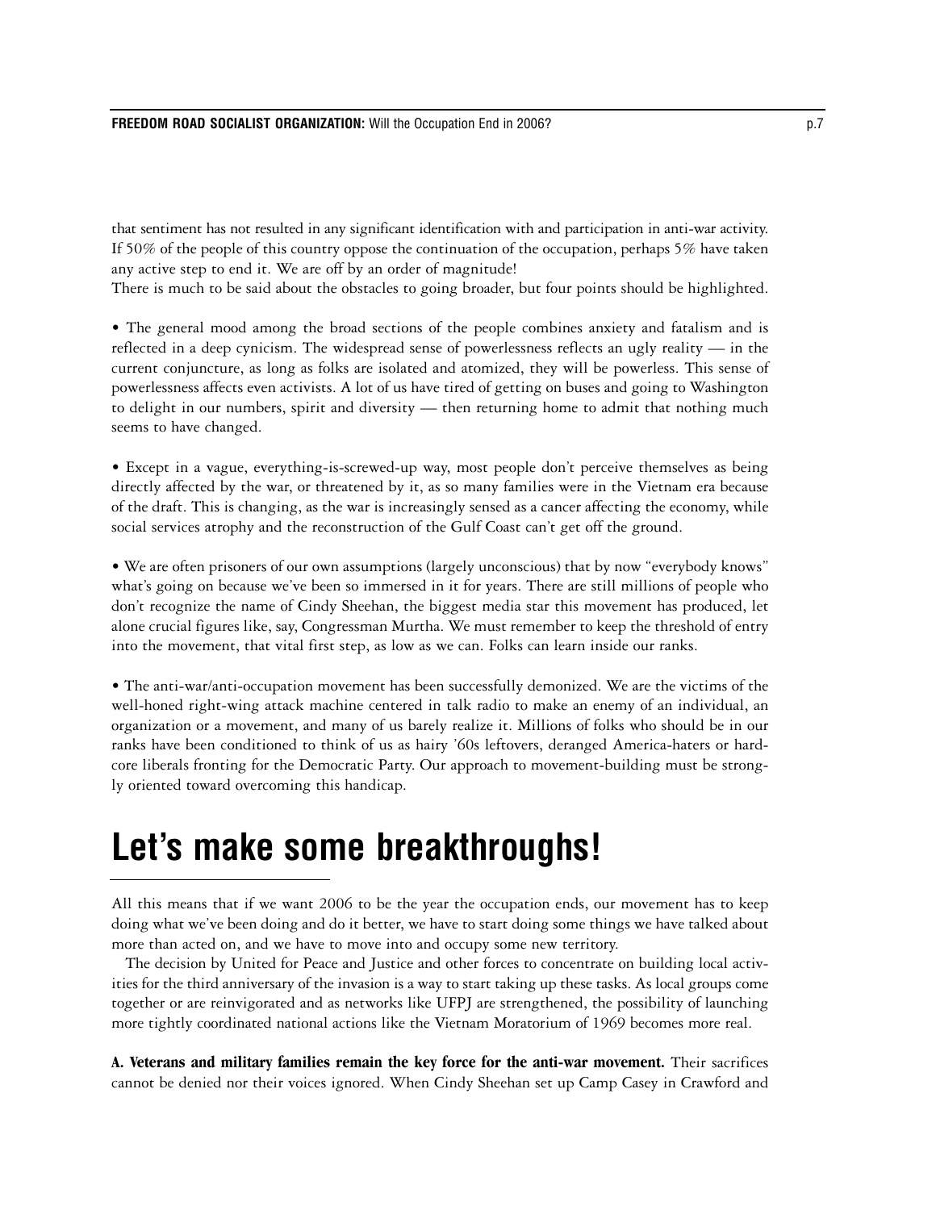that sentiment has not resulted in any significant identification with and participation in anti-war activity. If 50% of the people of this country oppose the continuation of the occupation, perhaps 5% have taken any active step to end it. We are off by an order of magnitude!

There is much to be said about the obstacles to going broader, but four points should be highlighted.

- The general mood among the broad sections of the people combines anxiety and fatalism and is reflected in a deep cynicism. The widespread sense of powerlessness reflects an ugly reality — in the current conjuncture, as long as folks are isolated and atomized, they will be powerless. This sense of powerlessness affects even activists. A lot of us have tired of getting on buses and going to Washington to delight in our numbers, spirit and diversity — then returning home to admit that nothing much seems to have changed.

- Except in a vague, everything-is-screwed-up way, most people don't perceive themselves as being directly affected by the war, or threatened by it, as so many families were in the Vietnam era because of the draft. This is changing, as the war is increasingly sensed as a cancer affecting the economy, while social services atrophy and the reconstruction of the Gulf Coast can't get off the ground.

- We are often prisoners of our own assumptions (largely unconscious) that by now "everybody knows" what's going on because we've been so immersed in it for years. There are still millions of people who don't recognize the name of Cindy Sheehan, the biggest media star this movement has produced, let alone crucial figures like, say, Congressman Murtha. We must remember to keep the threshold of entry into the movement, that vital first step, as low as we can. Folks can learn inside our ranks.

- The anti-war/anti-occupation movement has been successfully demonized. We are the victims of the well-honed right-wing attack machine centered in talk radio to make an enemy of an individual, an organization or a movement, and many of us barely realize it. Millions of folks who should be in our ranks have been conditioned to think of us as hairy '60s leftovers, deranged America-haters or hardcore liberals fronting for the Democratic Party. Our approach to movement-building must be strongly oriented toward overcoming this handicap.

# Let's make some breakthroughs!

All this means that if we want 2006 to be the year the occupation ends, our movement has to keep doing what we've been doing and do it better, we have to start doing some things we have talked about more than acted on, and we have to move into and occupy some new territory.

The decision by United for Peace and Justice and other forces to concentrate on building local activities for the third anniversary of the invasion is a way to start taking up these tasks. As local groups come together or are reinvigorated and as networks like UFPJ are strengthened, the possibility of launching more tightly coordinated national actions like the Vietnam Moratorium of 1969 becomes more real.

**A. Veterans and military families remain the key force for the anti-war movement.** Their sacrifices cannot be denied nor their voices ignored. When Cindy Sheehan set up Camp Casey in Crawford and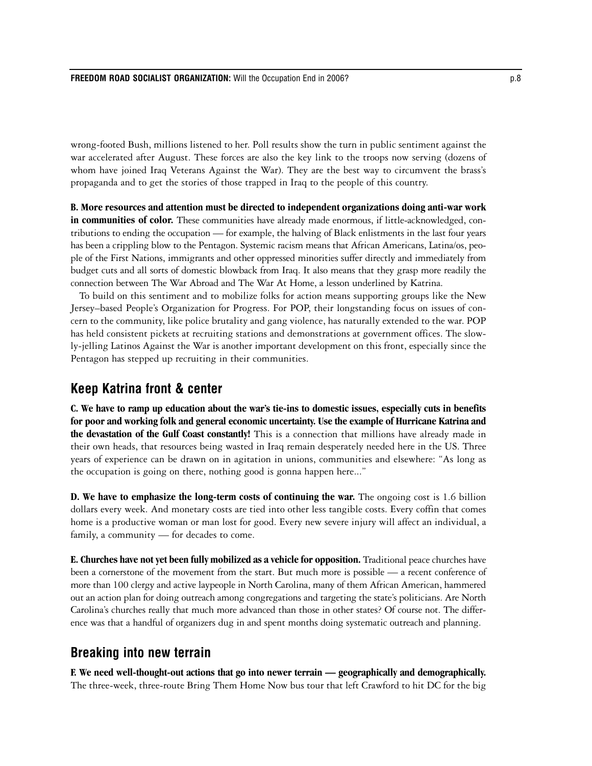wrong-footed Bush, millions listened to her. Poll results show the turn in public sentiment against the war accelerated after August. These forces are also the key link to the troops now serving (dozens of whom have joined Iraq Veterans Against the War). They are the best way to circumvent the brass's propaganda and to get the stories of those trapped in Iraq to the people of this country.

**B. More resources and attention must be directed to independent organizations doing anti-war work in communities of color.** These communities have already made enormous, if little-acknowledged, contributions to ending the occupation — for example, the halving of Black enlistments in the last four years has been a crippling blow to the Pentagon. Systemic racism means that African Americans, Latina/os, people of the First Nations, immigrants and other oppressed minorities suffer directly and immediately from budget cuts and all sorts of domestic blowback from Iraq. It also means that they grasp more readily the connection between The War Abroad and The War At Home, a lesson underlined by Katrina.

To build on this sentiment and to mobilize folks for action means supporting groups like the New Jersey–based People's Organization for Progress. For POP, their longstanding focus on issues of concern to the community, like police brutality and gang violence, has naturally extended to the war. POP has held consistent pickets at recruiting stations and demonstrations at government offices. The slowly-jelling Latinos Against the War is another important development on this front, especially since the Pentagon has stepped up recruiting in their communities.

## Keep Katrina front & center

**C. We have to ramp up education about the war's tie-ins to domestic issues, especially cuts in benefits for poor and working folk and general economic uncertainty. Use the example of Hurricane Katrina and the devastation of the Gulf Coast constantly!** This is a connection that millions have already made in their own heads, that resources being wasted in Iraq remain desperately needed here in the US. Three years of experience can be drawn on in agitation in unions, communities and elsewhere: "As long as the occupation is going on there, nothing good is gonna happen here..."

**D. We have to emphasize the long-term costs of continuing the war.** The ongoing cost is 1.6 billion dollars every week. And monetary costs are tied into other less tangible costs. Every coffin that comes home is a productive woman or man lost for good. Every new severe injury will affect an individual, a family, a community — for decades to come.

**E. Churches have not yet been fully mobilized as a vehicle for opposition.** Traditional peace churches have been a cornerstone of the movement from the start. But much more is possible — a recent conference of more than 100 clergy and active laypeople in North Carolina, many of them African American, hammered out an action plan for doing outreach among congregations and targeting the state's politicians. Are North Carolina's churches really that much more advanced than those in other states? Of course not. The difference was that a handful of organizers dug in and spent months doing systematic outreach and planning.

## Breaking into new terrain

**F. We need well-thought-out actions that go into newer terrain — geographically and demographically.** The three-week, three-route Bring Them Home Now bus tour that left Crawford to hit DC for the big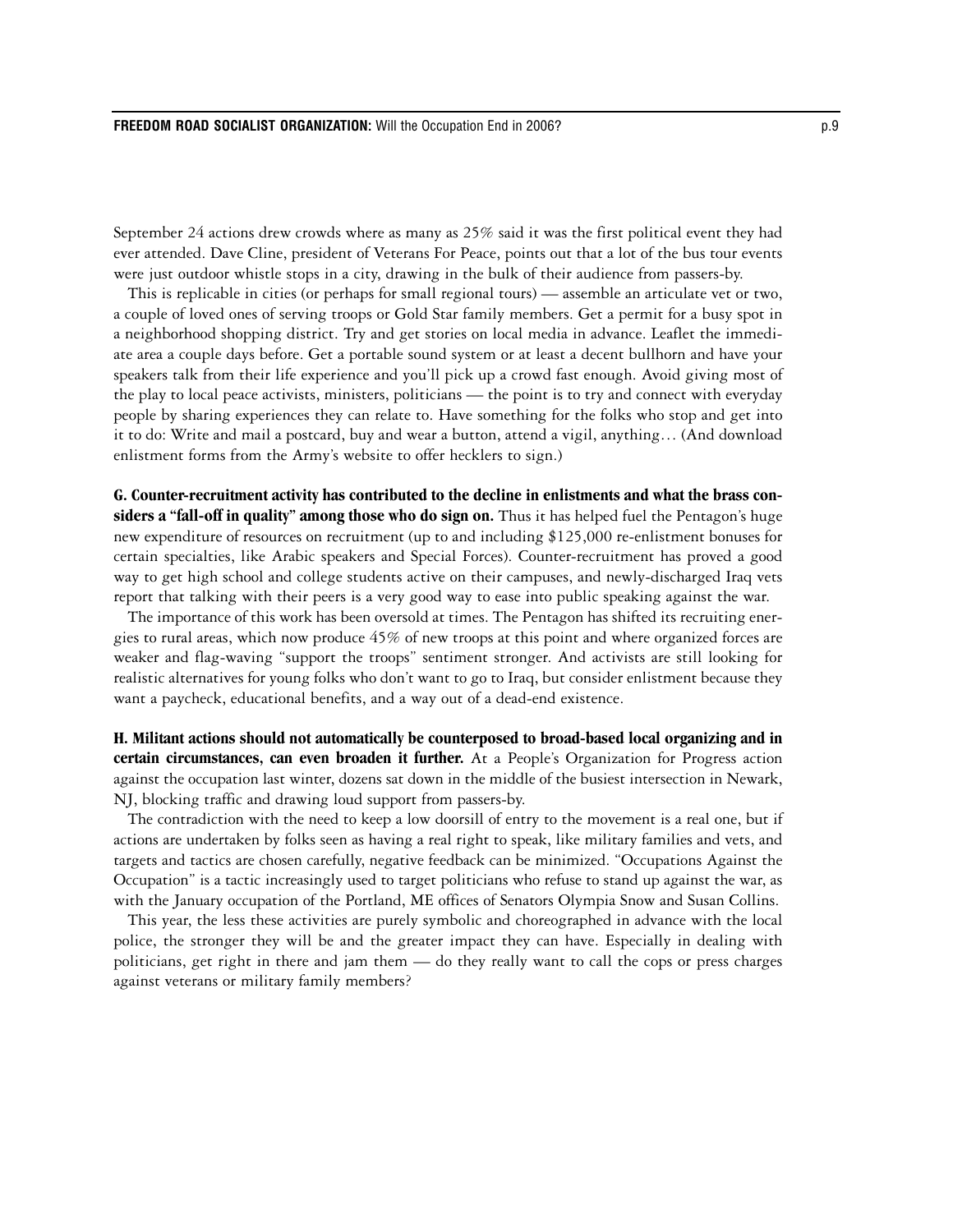September 24 actions drew crowds where as many as 25% said it was the first political event they had ever attended. Dave Cline, president of Veterans For Peace, points out that a lot of the bus tour events were just outdoor whistle stops in a city, drawing in the bulk of their audience from passers-by.

This is replicable in cities (or perhaps for small regional tours) — assemble an articulate vet or two, a couple of loved ones of serving troops or Gold Star family members. Get a permit for a busy spot in a neighborhood shopping district. Try and get stories on local media in advance. Leaflet the immediate area a couple days before. Get a portable sound system or at least a decent bullhorn and have your speakers talk from their life experience and you'll pick up a crowd fast enough. Avoid giving most of the play to local peace activists, ministers, politicians — the point is to try and connect with everyday people by sharing experiences they can relate to. Have something for the folks who stop and get into it to do: Write and mail a postcard, buy and wear a button, attend a vigil, anything… (And download enlistment forms from the Army's website to offer hecklers to sign.)

**G. Counter-recruitment activity has contributed to the decline in enlistments and what the brass considers a "fall-off in quality" among those who do sign on.** Thus it has helped fuel the Pentagon's huge new expenditure of resources on recruitment (up to and including $125,000 re-enlistment bonuses for certain specialties, like Arabic speakers and Special Forces). Counter-recruitment has proved a good way to get high school and college students active on their campuses, and newly-discharged Iraq vets report that talking with their peers is a very good way to ease into public speaking against the war.

The importance of this work has been oversold at times. The Pentagon has shifted its recruiting energies to rural areas, which now produce 45% of new troops at this point and where organized forces are weaker and flag-waving "support the troops" sentiment stronger. And activists are still looking for realistic alternatives for young folks who don't want to go to Iraq, but consider enlistment because they want a paycheck, educational benefits, and a way out of a dead-end existence.

**H. Militant actions should not automatically be counterposed to broad-based local organizing and in certain circumstances, can even broaden it further.** At a People's Organization for Progress action against the occupation last winter, dozens sat down in the middle of the busiest intersection in Newark, NJ, blocking traffic and drawing loud support from passers-by.

The contradiction with the need to keep a low doorsill of entry to the movement is a real one, but if actions are undertaken by folks seen as having a real right to speak, like military families and vets, and targets and tactics are chosen carefully, negative feedback can be minimized. "Occupations Against the Occupation" is a tactic increasingly used to target politicians who refuse to stand up against the war, as with the January occupation of the Portland, ME offices of Senators Olympia Snow and Susan Collins.

This year, the less these activities are purely symbolic and choreographed in advance with the local police, the stronger they will be and the greater impact they can have. Especially in dealing with politicians, get right in there and jam them — do they really want to call the cops or press charges against veterans or military family members?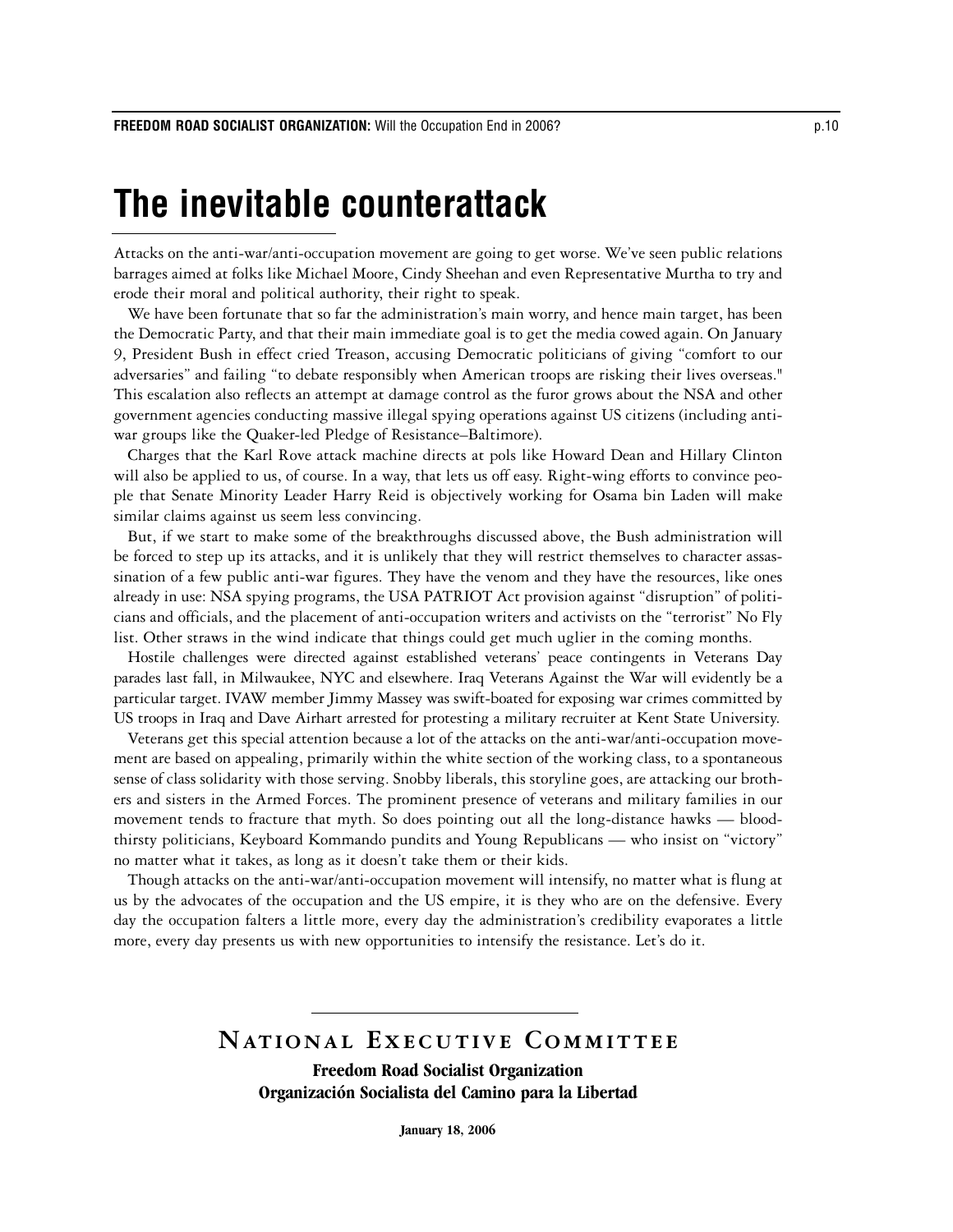# The inevitable counterattack

Attacks on the anti-war/anti-occupation movement are going to get worse. We've seen public relations barrages aimed at folks like Michael Moore, Cindy Sheehan and even Representative Murtha to try and erode their moral and political authority, their right to speak.

We have been fortunate that so far the administration's main worry, and hence main target, has been the Democratic Party, and that their main immediate goal is to get the media cowed again. On January 9, President Bush in effect cried Treason, accusing Democratic politicians of giving "comfort to our adversaries" and failing "to debate responsibly when American troops are risking their lives overseas." This escalation also reflects an attempt at damage control as the furor grows about the NSA and other government agencies conducting massive illegal spying operations against US citizens (including anti-war groups like the Quaker-led Pledge of Resistance–Baltimore).

Charges that the Karl Rove attack machine directs at pols like Howard Dean and Hillary Clinton will also be applied to us, of course. In a way, that lets us off easy. Right-wing efforts to convince people that Senate Minority Leader Harry Reid is objectively working for Osama bin Laden will make similar claims against us seem less convincing.

But, if we start to make some of the breakthroughs discussed above, the Bush administration will be forced to step up its attacks, and it is unlikely that they will restrict themselves to character assassination of a few public anti-war figures. They have the venom and they have the resources, like ones already in use: NSA spying programs, the USA PATRIOT Act provision against "disruption" of politicians and officials, and the placement of anti-occupation writers and activists on the "terrorist" No Fly list. Other straws in the wind indicate that things could get much uglier in the coming months.

Hostile challenges were directed against established veterans' peace contingents in Veterans Day parades last fall, in Milwaukee, NYC and elsewhere. Iraq Veterans Against the War will evidently be a particular target. IVAW member Jimmy Massey was swift-boated for exposing war crimes committed by US troops in Iraq and Dave Airhart arrested for protesting a military recruiter at Kent State University.

Veterans get this special attention because a lot of the attacks on the anti-war/anti-occupation movement are based on appealing, primarily within the white section of the working class, to a spontaneous sense of class solidarity with those serving. Snobby liberals, this storyline goes, are attacking our brothers and sisters in the Armed Forces. The prominent presence of veterans and military families in our movement tends to fracture that myth. So does pointing out all the long-distance hawks — bloodthirsty politicians, Keyboard Kommando pundits and Young Republicans — who insist on "victory" no matter what it takes, as long as it doesn't take them or their kids.

Though attacks on the anti-war/anti-occupation movement will intensify, no matter what is flung at us by the advocates of the occupation and the US empire, it is they who are on the defensive. Every day the occupation falters a little more, every day the administration's credibility evaporates a little more, every day presents us with new opportunities to intensify the resistance. Let's do it.

---

**National Executive Committee**

**Freedom Road Socialist Organization**

**Organización Socialista del Camino para la Libertad**

**January 18, 2006**